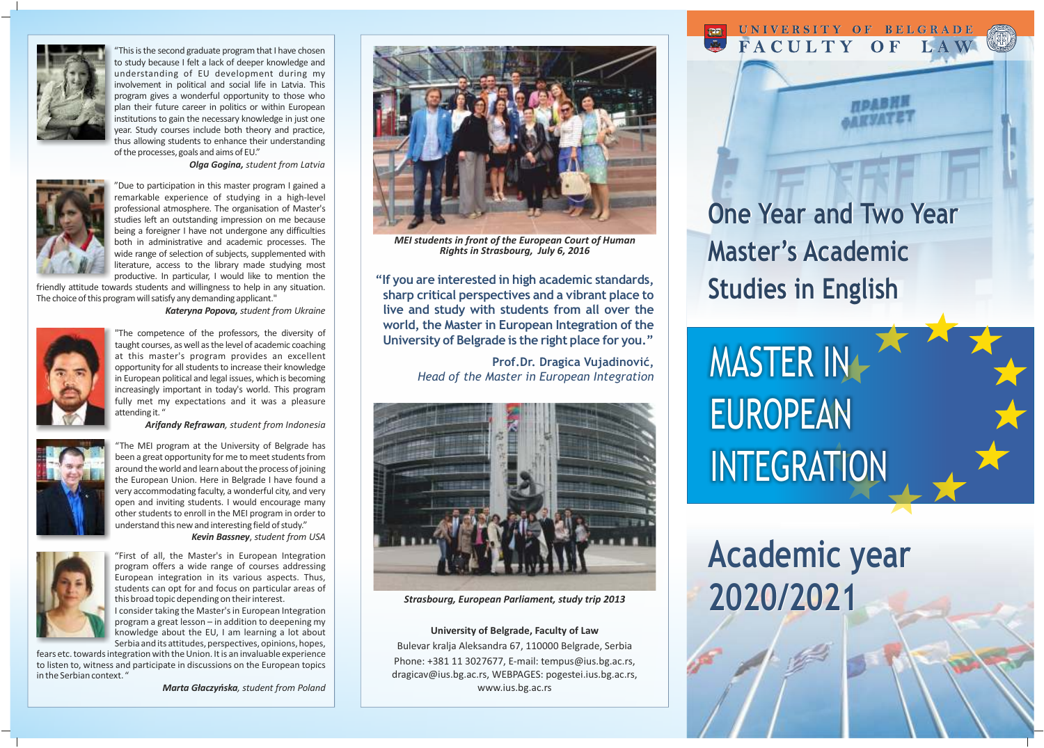"This is the second graduate program that I have chosen to study because I felt a lack of deeper knowledge and understanding of EU development during my involvement in political and social life in Latvia. This program gives a wonderful opportunity to those who plan their future career in politics or within European institutions to gain the necessary knowledge in just one year. Study courses include both theory and practice, thus allowing students to enhance their understanding of the processes, goals and aims of EU."

***Olga Gogina,** student from Latvia*

"Due to participation in this master program I gained a remarkable experience of studying in a high-level professional atmosphere. The organisation of Master's studies left an outstanding impression on me because being a foreigner I have not undergone any difficulties both in administrative and academic processes. The wide range of selection of subjects, supplemented with literature, access to the library made studying most productive. In particular, I would like to mention the friendly attitude towards students and willingness to help in any situation. The choice of this program will satisfy any demanding applicant."

***Kateryna Popova,** student from Ukraine*

"The competence of the professors, the diversity of taught courses, as well as the level of academic coaching at this master's program provides an excellent opportunity for all students to increase their knowledge in European political and legal issues, which is becoming increasingly important in today's world. This program fully met my expectations and it was a pleasure attending it. "

***Arifandy Refrawan**, student from Indonesia*

"The MEI program at the University of Belgrade has been a great opportunity for me to meet students from around the world and learn about the process of joining the European Union. Here in Belgrade I have found a very accommodating faculty, a wonderful city, and very open and inviting students. I would encourage many other students to enroll in the MEI program in order to understand this new and interesting field of study."

***Kevin Bassney**, student from USA*

"First of all, the Master's in European Integration program offers a wide range of courses addressing European integration in its various aspects. Thus, students can opt for and focus on particular areas of this broad topic depending on their interest.
I consider taking the Master's in European Integration program a great lesson – in addition to deepening my knowledge about the EU, I am learning a lot about Serbia and its attitudes, perspectives, opinions, hopes, fears etc. towards integration with the Union. It is an invaluable experience to listen to, witness and participate in discussions on the European topics in the Serbian context. "

***Marta Głaczyńska**, student from Poland*

***MEI students in front of the European Court of Human Rights in Strasbourg, July 6, 2016***

**"If you are interested in high academic standards, sharp critical perspectives and a vibrant place to live and study with students from all over the world, the Master in European Integration of the University of Belgrade is the right place for you."**

**Prof.Dr. Dragica Vujadinović,**
*Head of the Master in European Integration*

***Strasbourg, European Parliament, study trip 2013***

**University of Belgrade, Faculty of Law**
Bulevar kralja Aleksandra 67, 110000 Belgrade, Serbia
Phone: +381 11 3027677, E-mail: tempus@ius.bg.ac.rs, dragicav@ius.bg.ac.rs, WEBPAGES: pogestei.ius.bg.ac.rs, www.ius.bg.ac.rs

UNIVERSITY OF BELGRADE
FACULTY OF LAW

# One Year and Two Year Master's Academic Studies in English

# MASTER IN EUROPEAN INTEGRATION

# Academic year 2020/2021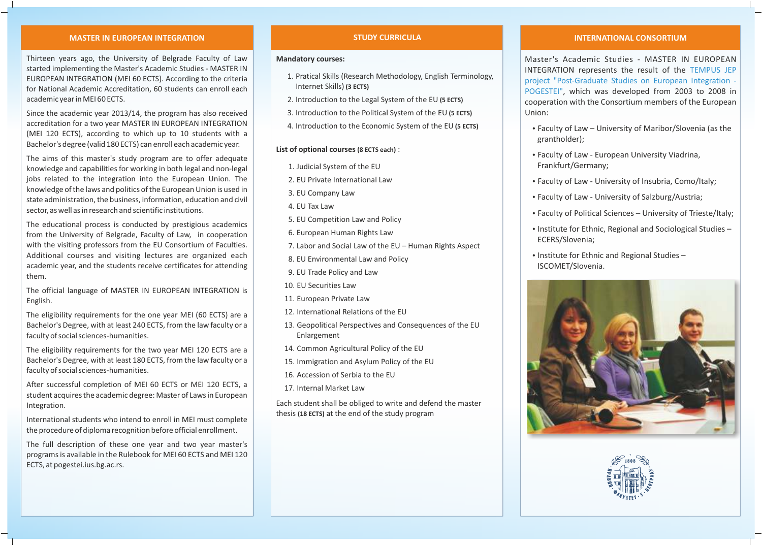## MASTER IN EUROPEAN INTEGRATION

Thirteen years ago, the University of Belgrade Faculty of Law started implementing the Master's Academic Studies - MASTER IN EUROPEAN INTEGRATION (MEI 60 ECTS). According to the criteria for National Academic Accreditation, 60 students can enroll each academic year in MEI 60 ECTS.

Since the academic year 2013/14, the program has also received accreditation for a two year MASTER IN EUROPEAN INTEGRATION (MEI 120 ECTS), according to which up to 10 students with a Bachelor's degree (valid 180 ECTS) can enroll each academic year.

The aims of this master's study program are to offer adequate knowledge and capabilities for working in both legal and non-legal jobs related to the integration into the European Union. The knowledge of the laws and politics of the European Union is used in state administration, the business, information, education and civil sector, as well as in research and scientific institutions.

The educational process is conducted by prestigious academics from the University of Belgrade, Faculty of Law, in cooperation with the visiting professors from the EU Consortium of Faculties. Additional courses and visiting lectures are organized each academic year, and the students receive certificates for attending them.

The official language of MASTER IN EUROPEAN INTEGRATION is English.

The eligibility requirements for the one year MEI (60 ECTS) are a Bachelor's Degree, with at least 240 ECTS, from the law faculty or a faculty of social sciences-humanities.

The eligibility requirements for the two year MEI 120 ECTS are a Bachelor's Degree, with at least 180 ECTS, from the law faculty or a faculty of social sciences-humanities.

After successful completion of MEI 60 ECTS or MEI 120 ECTS, a student acquires the academic degree: Master of Laws in European Integration.

International students who intend to enroll in MEI must complete the procedure of diploma recognition before official enrollment.

The full description of these one year and two year master's programs is available in the Rulebook for MEI 60 ECTS and MEI 120 ECTS, at pogestei.ius.bg.ac.rs.

## STUDY CURRICULA

**Mandatory courses:**

1. Pratical Skills (Research Methodology, English Terminology, Internet Skills) **(3 ECTS)**
2. Introduction to the Legal System of the EU **(5 ECTS)**
3. Introduction to the Political System of the EU **(5 ECTS)**
4. Introduction to the Economic System of the EU **(5 ECTS)**

**List of optional courses (8 ECTS each)** :

1. Judicial System of the EU
2. EU Private International Law
3. EU Company Law
4. EU Tax Law
5. EU Competition Law and Policy
6. European Human Rights Law
7. Labor and Social Law of the EU – Human Rights Aspect
8. EU Environmental Law and Policy
9. EU Trade Policy and Law
10. EU Securities Law
11. European Private Law
12. International Relations of the EU
13. Geopolitical Perspectives and Consequences of the EU Enlargement
14. Common Agricultural Policy of the EU
15. Immigration and Asylum Policy of the EU
16. Accession of Serbia to the EU
17. Internal Market Law

Each student shall be obliged to write and defend the master thesis **(18 ECTS)** at the end of the study program

## INTERNATIONAL CONSORTIUM

Master's Academic Studies - MASTER IN EUROPEAN INTEGRATION represents the result of the TEMPUS JEP project "Post-Graduate Studies on European Integration - POGESTEI", which was developed from 2003 to 2008 in cooperation with the Consortium members of the European Union:

- Faculty of Law – University of Maribor/Slovenia (as the grantholder);
- Faculty of Law - European University Viadrina, Frankfurt/Germany;
- Faculty of Law - University of Insubria, Como/Italy;
- Faculty of Law - University of Salzburg/Austria;
- Faculty of Political Sciences – University of Trieste/Italy;
- Institute for Ethnic, Regional and Sociological Studies – ECERS/Slovenia;
- Institute for Ethnic and Regional Studies – ISCOMET/Slovenia.